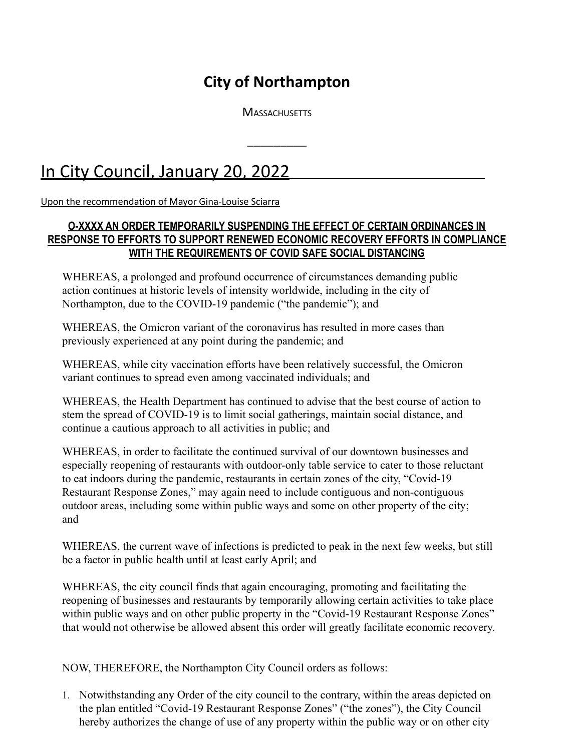# City of Northampton

MASSACHUSETTS

---

## In City Council, January 20, 2022

Upon the recommendation of Mayor Gina-Louise Sciarra

**O-XXXX AN ORDER TEMPORARILY SUSPENDING THE EFFECT OF CERTAIN ORDINANCES IN RESPONSE TO EFFORTS TO SUPPORT RENEWED ECONOMIC RECOVERY EFFORTS IN COMPLIANCE WITH THE REQUIREMENTS OF COVID SAFE SOCIAL DISTANCING**

WHEREAS, a prolonged and profound occurrence of circumstances demanding public action continues at historic levels of intensity worldwide, including in the city of Northampton, due to the COVID-19 pandemic ("the pandemic"); and

WHEREAS, the Omicron variant of the coronavirus has resulted in more cases than previously experienced at any point during the pandemic; and

WHEREAS, while city vaccination efforts have been relatively successful, the Omicron variant continues to spread even among vaccinated individuals; and

WHEREAS, the Health Department has continued to advise that the best course of action to stem the spread of COVID-19 is to limit social gatherings, maintain social distance, and continue a cautious approach to all activities in public; and

WHEREAS, in order to facilitate the continued survival of our downtown businesses and especially reopening of restaurants with outdoor-only table service to cater to those reluctant to eat indoors during the pandemic, restaurants in certain zones of the city, "Covid-19 Restaurant Response Zones," may again need to include contiguous and non-contiguous outdoor areas, including some within public ways and some on other property of the city; and

WHEREAS, the current wave of infections is predicted to peak in the next few weeks, but still be a factor in public health until at least early April; and

WHEREAS, the city council finds that again encouraging, promoting and facilitating the reopening of businesses and restaurants by temporarily allowing certain activities to take place within public ways and on other public property in the "Covid-19 Restaurant Response Zones" that would not otherwise be allowed absent this order will greatly facilitate economic recovery.

NOW, THEREFORE, the Northampton City Council orders as follows:

1. Notwithstanding any Order of the city council to the contrary, within the areas depicted on the plan entitled "Covid-19 Restaurant Response Zones" ("the zones"), the City Council hereby authorizes the change of use of any property within the public way or on other city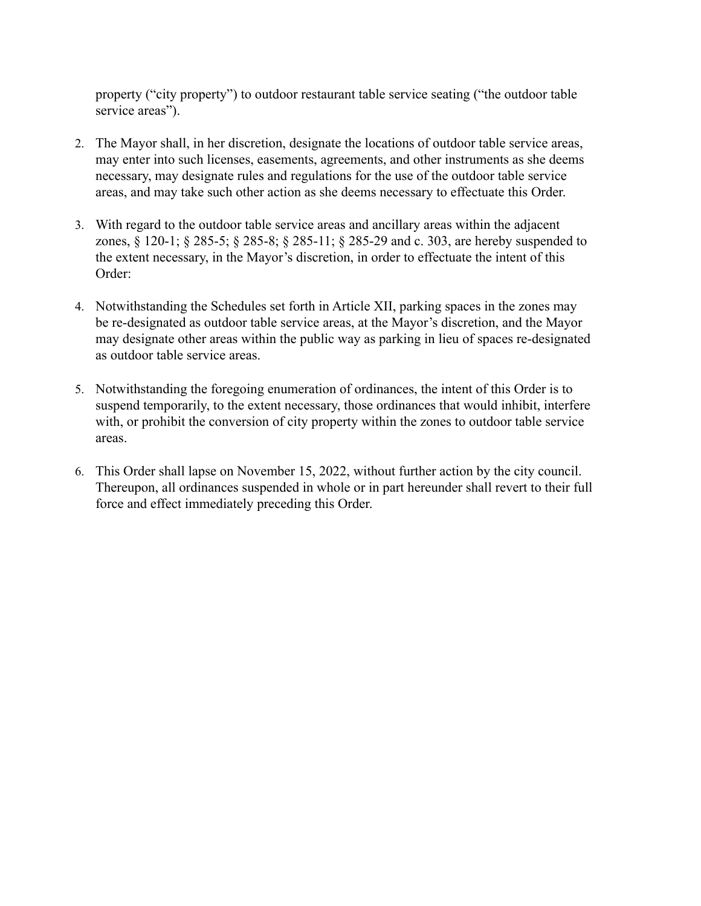property ("city property") to outdoor restaurant table service seating ("the outdoor table service areas").

2. The Mayor shall, in her discretion, designate the locations of outdoor table service areas, may enter into such licenses, easements, agreements, and other instruments as she deems necessary, may designate rules and regulations for the use of the outdoor table service areas, and may take such other action as she deems necessary to effectuate this Order.

3. With regard to the outdoor table service areas and ancillary areas within the adjacent zones, § 120-1; § 285-5; § 285-8; § 285-11; § 285-29 and c. 303, are hereby suspended to the extent necessary, in the Mayor's discretion, in order to effectuate the intent of this Order:

4. Notwithstanding the Schedules set forth in Article XII, parking spaces in the zones may be re-designated as outdoor table service areas, at the Mayor's discretion, and the Mayor may designate other areas within the public way as parking in lieu of spaces re-designated as outdoor table service areas.

5. Notwithstanding the foregoing enumeration of ordinances, the intent of this Order is to suspend temporarily, to the extent necessary, those ordinances that would inhibit, interfere with, or prohibit the conversion of city property within the zones to outdoor table service areas.

6. This Order shall lapse on November 15, 2022, without further action by the city council. Thereupon, all ordinances suspended in whole or in part hereunder shall revert to their full force and effect immediately preceding this Order.